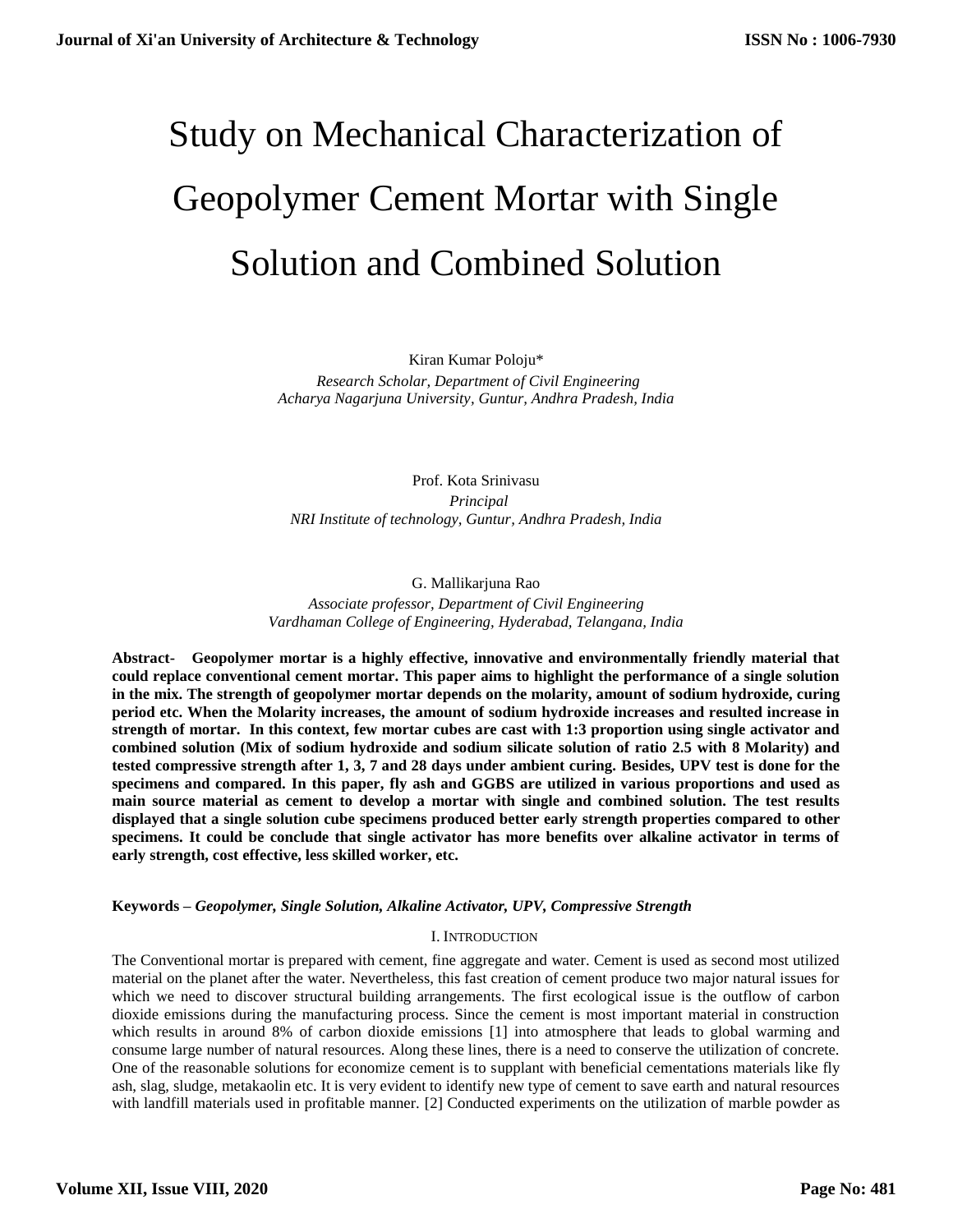# Study on Mechanical Characterization of Geopolymer Cement Mortar with Single Solution and Combined Solution

Kiran Kumar Poloju*

*Research Scholar, Department of Civil Engineering*
*Acharya Nagarjuna University, Guntur, Andhra Pradesh, India*

Prof. Kota Srinivasu

*Principal*
*NRI Institute of technology, Guntur, Andhra Pradesh, India*

G. Mallikarjuna Rao

*Associate professor, Department of Civil Engineering*
*Vardhaman College of Engineering, Hyderabad, Telangana, India*

**Abstract- Geopolymer mortar is a highly effective, innovative and environmentally friendly material that could replace conventional cement mortar. This paper aims to highlight the performance of a single solution in the mix. The strength of geopolymer mortar depends on the molarity, amount of sodium hydroxide, curing period etc. When the Molarity increases, the amount of sodium hydroxide increases and resulted increase in strength of mortar. In this context, few mortar cubes are cast with 1:3 proportion using single activator and combined solution (Mix of sodium hydroxide and sodium silicate solution of ratio 2.5 with 8 Molarity) and tested compressive strength after 1, 3, 7 and 28 days under ambient curing. Besides, UPV test is done for the specimens and compared. In this paper, fly ash and GGBS are utilized in various proportions and used as main source material as cement to develop a mortar with single and combined solution. The test results displayed that a single solution cube specimens produced better early strength properties compared to other specimens. It could be conclude that single activator has more benefits over alkaline activator in terms of early strength, cost effective, less skilled worker, etc.**

**Keywords –** ***Geopolymer, Single Solution, Alkaline Activator, UPV, Compressive Strength***

## I. Introduction

The Conventional mortar is prepared with cement, fine aggregate and water. Cement is used as second most utilized material on the planet after the water. Nevertheless, this fast creation of cement produce two major natural issues for which we need to discover structural building arrangements. The first ecological issue is the outflow of carbon dioxide emissions during the manufacturing process. Since the cement is most important material in construction which results in around 8% of carbon dioxide emissions [1] into atmosphere that leads to global warming and consume large number of natural resources. Along these lines, there is a need to conserve the utilization of concrete. One of the reasonable solutions for economize cement is to supplant with beneficial cementations materials like fly ash, slag, sludge, metakaolin etc. It is very evident to identify new type of cement to save earth and natural resources with landfill materials used in profitable manner. [2] Conducted experiments on the utilization of marble powder as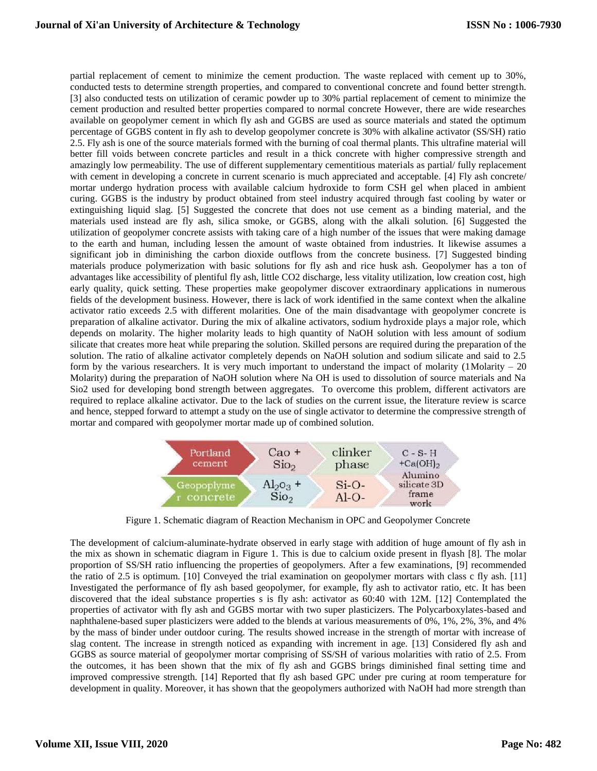partial replacement of cement to minimize the cement production. The waste replaced with cement up to 30%, conducted tests to determine strength properties, and compared to conventional concrete and found better strength. [3] also conducted tests on utilization of ceramic powder up to 30% partial replacement of cement to minimize the cement production and resulted better properties compared to normal concrete However, there are wide researches available on geopolymer cement in which fly ash and GGBS are used as source materials and stated the optimum percentage of GGBS content in fly ash to develop geopolymer concrete is 30% with alkaline activator (SS/SH) ratio 2.5. Fly ash is one of the source materials formed with the burning of coal thermal plants. This ultrafine material will better fill voids between concrete particles and result in a thick concrete with higher compressive strength and amazingly low permeability. The use of different supplementary cementitious materials as partial/ fully replacement with cement in developing a concrete in current scenario is much appreciated and acceptable. [4] Fly ash concrete/ mortar undergo hydration process with available calcium hydroxide to form CSH gel when placed in ambient curing. GGBS is the industry by product obtained from steel industry acquired through fast cooling by water or extinguishing liquid slag. [5] Suggested the concrete that does not use cement as a binding material, and the materials used instead are fly ash, silica smoke, or GGBS, along with the alkali solution. [6] Suggested the utilization of geopolymer concrete assists with taking care of a high number of the issues that were making damage to the earth and human, including lessen the amount of waste obtained from industries. It likewise assumes a significant job in diminishing the carbon dioxide outflows from the concrete business. [7] Suggested binding materials produce polymerization with basic solutions for fly ash and rice husk ash. Geopolymer has a ton of advantages like accessibility of plentiful fly ash, little CO2 discharge, less vitality utilization, low creation cost, high early quality, quick setting. These properties make geopolymer discover extraordinary applications in numerous fields of the development business. However, there is lack of work identified in the same context when the alkaline activator ratio exceeds 2.5 with different molarities. One of the main disadvantage with geopolymer concrete is preparation of alkaline activator. During the mix of alkaline activators, sodium hydroxide plays a major role, which depends on molarity. The higher molarity leads to high quantity of NaOH solution with less amount of sodium silicate that creates more heat while preparing the solution. Skilled persons are required during the preparation of the solution. The ratio of alkaline activator completely depends on NaOH solution and sodium silicate and said to 2.5 form by the various researchers. It is very much important to understand the impact of molarity (1Molarity – 20 Molarity) during the preparation of NaOH solution where Na OH is used to dissolution of source materials and Na Sio2 used for developing bond strength between aggregates. To overcome this problem, different activators are required to replace alkaline activator. Due to the lack of studies on the current issue, the literature review is scarce and hence, stepped forward to attempt a study on the use of single activator to determine the compressive strength of mortar and compared with geopolymer mortar made up of combined solution.

| Portland cement | Cao + $Sio_2$ | clinker phase | C - S- H + $Ca(OH)_2$ |
|---|---|---|---|
| Geopoplymer concrete | $Al_2o_3$ + $Sio_2$ | Si-O-Al-O- | Alumino silicate 3D frame work |

Figure 1. Schematic diagram of Reaction Mechanism in OPC and Geopolymer Concrete

The development of calcium-aluminate-hydrate observed in early stage with addition of huge amount of fly ash in the mix as shown in schematic diagram in Figure 1. This is due to calcium oxide present in flyash [8]. The molar proportion of SS/SH ratio influencing the properties of geopolymers. After a few examinations, [9] recommended the ratio of 2.5 is optimum. [10] Conveyed the trial examination on geopolymer mortars with class c fly ash. [11] Investigated the performance of fly ash based geopolymer, for example, fly ash to activator ratio, etc. It has been discovered that the ideal substance properties s is fly ash: activator as 60:40 with 12M. [12] Contemplated the properties of activator with fly ash and GGBS mortar with two super plasticizers. The Polycarboxylates-based and naphthalene-based super plasticizers were added to the blends at various measurements of 0%, 1%, 2%, 3%, and 4% by the mass of binder under outdoor curing. The results showed increase in the strength of mortar with increase of slag content. The increase in strength noticed as expanding with increment in age. [13] Considered fly ash and GGBS as source material of geopolymer mortar comprising of SS/SH of various molarities with ratio of 2.5. From the outcomes, it has been shown that the mix of fly ash and GGBS brings diminished final setting time and improved compressive strength. [14] Reported that fly ash based GPC under pre curing at room temperature for development in quality. Moreover, it has shown that the geopolymers authorized with NaOH had more strength than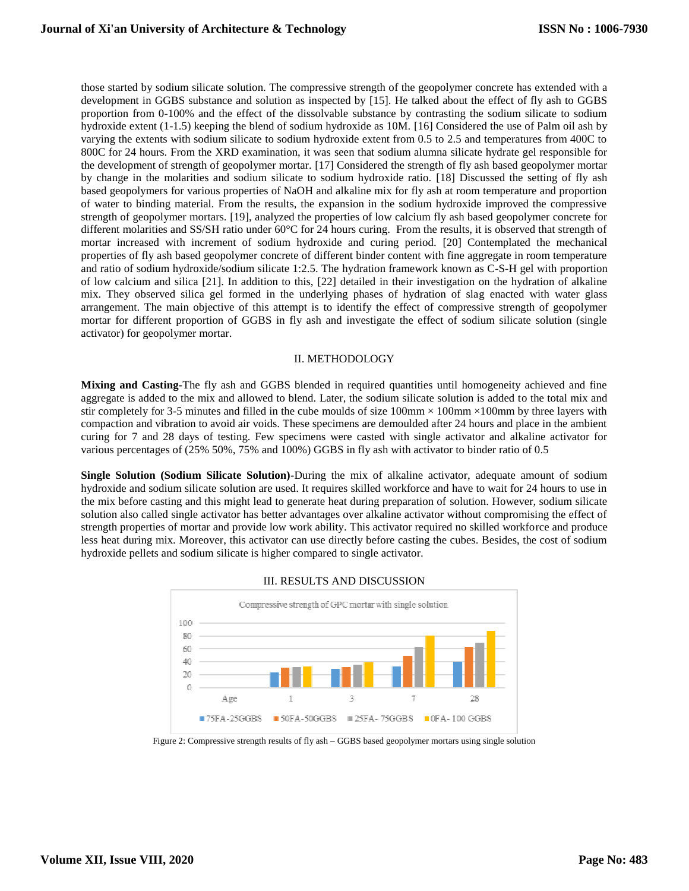those started by sodium silicate solution. The compressive strength of the geopolymer concrete has extended with a development in GGBS substance and solution as inspected by [15]. He talked about the effect of fly ash to GGBS proportion from 0-100% and the effect of the dissolvable substance by contrasting the sodium silicate to sodium hydroxide extent (1-1.5) keeping the blend of sodium hydroxide as 10M. [16] Considered the use of Palm oil ash by varying the extents with sodium silicate to sodium hydroxide extent from 0.5 to 2.5 and temperatures from 400C to 800C for 24 hours. From the XRD examination, it was seen that sodium alumna silicate hydrate gel responsible for the development of strength of geopolymer mortar. [17] Considered the strength of fly ash based geopolymer mortar by change in the molarities and sodium silicate to sodium hydroxide ratio. [18] Discussed the setting of fly ash based geopolymers for various properties of NaOH and alkaline mix for fly ash at room temperature and proportion of water to binding material. From the results, the expansion in the sodium hydroxide improved the compressive strength of geopolymer mortars. [19], analyzed the properties of low calcium fly ash based geopolymer concrete for different molarities and SS/SH ratio under 60°C for 24 hours curing. From the results, it is observed that strength of mortar increased with increment of sodium hydroxide and curing period. [20] Contemplated the mechanical properties of fly ash based geopolymer concrete of different binder content with fine aggregate in room temperature and ratio of sodium hydroxide/sodium silicate 1:2.5. The hydration framework known as C-S-H gel with proportion of low calcium and silica [21]. In addition to this, [22] detailed in their investigation on the hydration of alkaline mix. They observed silica gel formed in the underlying phases of hydration of slag enacted with water glass arrangement. The main objective of this attempt is to identify the effect of compressive strength of geopolymer mortar for different proportion of GGBS in fly ash and investigate the effect of sodium silicate solution (single activator) for geopolymer mortar.

## II. METHODOLOGY

**Mixing and Casting**-The fly ash and GGBS blended in required quantities until homogeneity achieved and fine aggregate is added to the mix and allowed to blend. Later, the sodium silicate solution is added to the total mix and stir completely for 3-5 minutes and filled in the cube moulds of size 100mm × 100mm ×100mm by three layers with compaction and vibration to avoid air voids. These specimens are demoulded after 24 hours and place in the ambient curing for 7 and 28 days of testing. Few specimens were casted with single activator and alkaline activator for various percentages of (25% 50%, 75% and 100%) GGBS in fly ash with activator to binder ratio of 0.5

**Single Solution (Sodium Silicate Solution)**-During the mix of alkaline activator, adequate amount of sodium hydroxide and sodium silicate solution are used. It requires skilled workforce and have to wait for 24 hours to use in the mix before casting and this might lead to generate heat during preparation of solution. However, sodium silicate solution also called single activator has better advantages over alkaline activator without compromising the effect of strength properties of mortar and provide low work ability. This activator required no skilled workforce and produce less heat during mix. Moreover, this activator can use directly before casting the cubes. Besides, the cost of sodium hydroxide pellets and sodium silicate is higher compared to single activator.

## III. RESULTS AND DISCUSSION

Figure 2: Compressive strength results of fly ash – GGBS based geopolymer mortars using single solution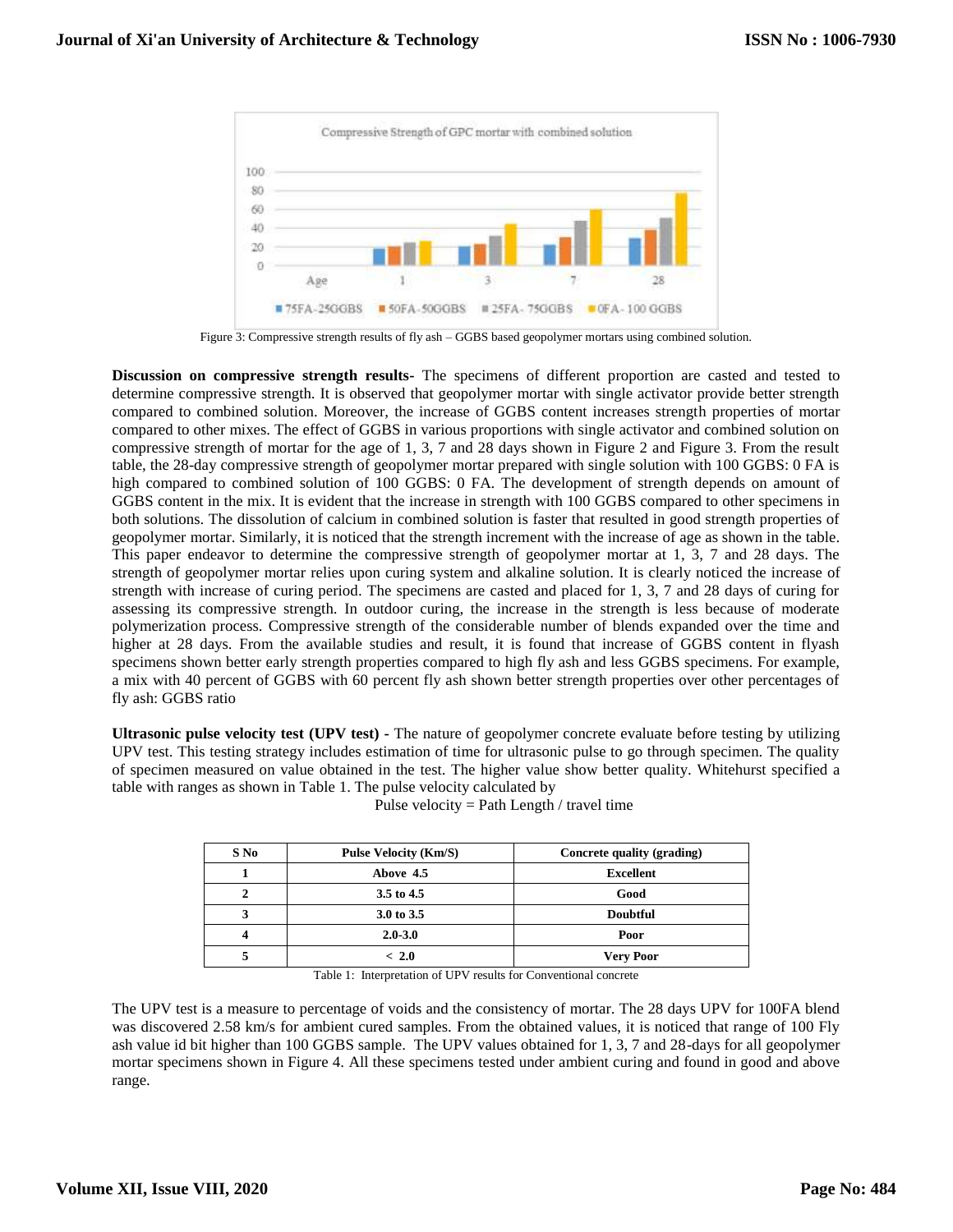Figure 3: Compressive strength results of fly ash – GGBS based geopolymer mortars using combined solution.

**Discussion on compressive strength results-** The specimens of different proportion are casted and tested to determine compressive strength. It is observed that geopolymer mortar with single activator provide better strength compared to combined solution. Moreover, the increase of GGBS content increases strength properties of mortar compared to other mixes. The effect of GGBS in various proportions with single activator and combined solution on compressive strength of mortar for the age of 1, 3, 7 and 28 days shown in Figure 2 and Figure 3. From the result table, the 28-day compressive strength of geopolymer mortar prepared with single solution with 100 GGBS: 0 FA is high compared to combined solution of 100 GGBS: 0 FA. The development of strength depends on amount of GGBS content in the mix. It is evident that the increase in strength with 100 GGBS compared to other specimens in both solutions. The dissolution of calcium in combined solution is faster that resulted in good strength properties of geopolymer mortar. Similarly, it is noticed that the strength increment with the increase of age as shown in the table. This paper endeavor to determine the compressive strength of geopolymer mortar at 1, 3, 7 and 28 days. The strength of geopolymer mortar relies upon curing system and alkaline solution. It is clearly noticed the increase of strength with increase of curing period. The specimens are casted and placed for 1, 3, 7 and 28 days of curing for assessing its compressive strength. In outdoor curing, the increase in the strength is less because of moderate polymerization process. Compressive strength of the considerable number of blends expanded over the time and higher at 28 days. From the available studies and result, it is found that increase of GGBS content in flyash specimens shown better early strength properties compared to high fly ash and less GGBS specimens. For example, a mix with 40 percent of GGBS with 60 percent fly ash shown better strength properties over other percentages of fly ash: GGBS ratio

**Ultrasonic pulse velocity test (UPV test)** - The nature of geopolymer concrete evaluate before testing by utilizing UPV test. This testing strategy includes estimation of time for ultrasonic pulse to go through specimen. The quality of specimen measured on value obtained in the test. The higher value show better quality. Whitehurst specified a table with ranges as shown in Table 1. The pulse velocity calculated by

$$\text{Pulse velocity} = \text{Path Length} / \text{travel time}$$

| S No | Pulse Velocity (Km/S) | Concrete quality (grading) |
|---|---|---|
| 1 | Above 4.5 | Excellent |
| 2 | 3.5 to 4.5 | Good |
| 3 | 3.0 to 3.5 | Doubtful |
| 4 | 2.0-3.0 | Poor |
| 5 | < 2.0 | Very Poor |

Table 1: Interpretation of UPV results for Conventional concrete

The UPV test is a measure to percentage of voids and the consistency of mortar. The 28 days UPV for 100FA blend was discovered 2.58 km/s for ambient cured samples. From the obtained values, it is noticed that range of 100 Fly ash value id bit higher than 100 GGBS sample. The UPV values obtained for 1, 3, 7 and 28-days for all geopolymer mortar specimens shown in Figure 4. All these specimens tested under ambient curing and found in good and above range.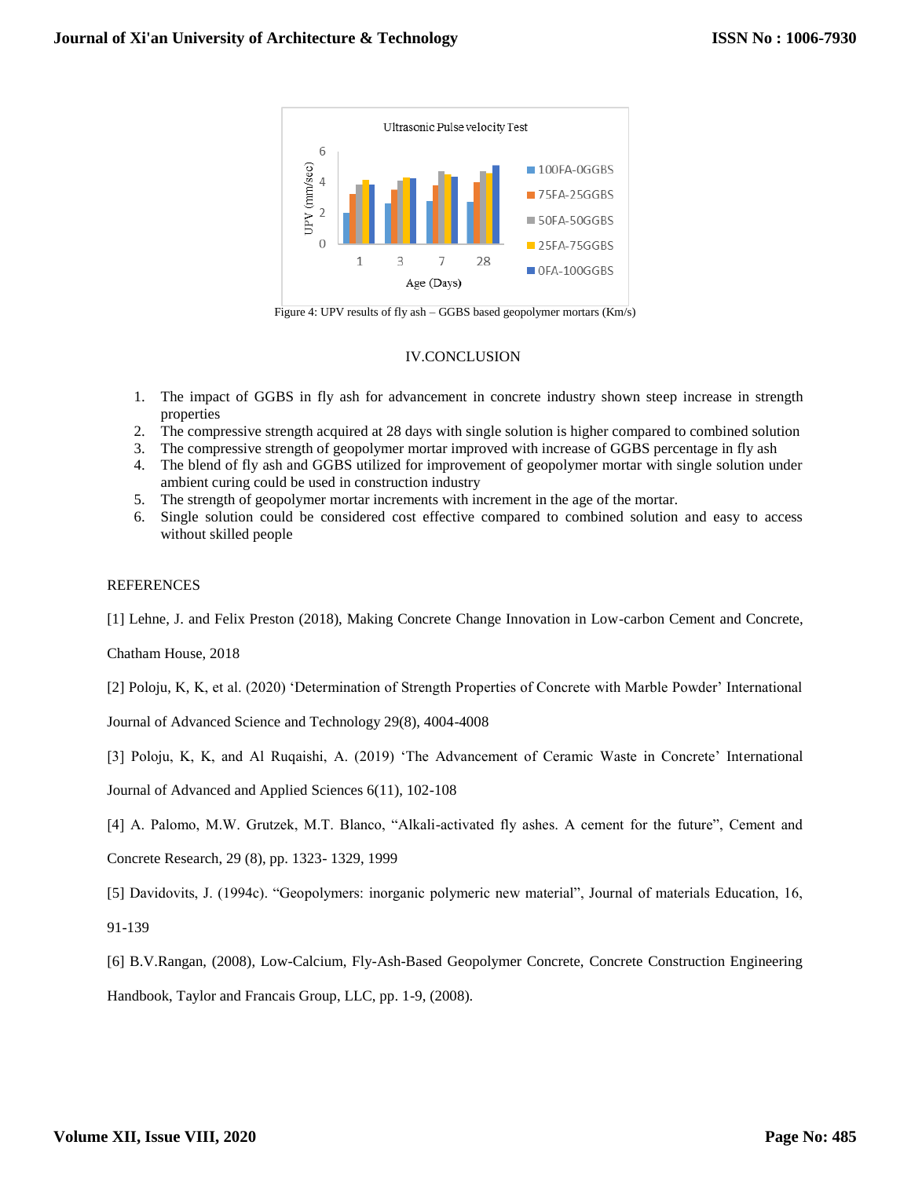Figure 4: UPV results of fly ash – GGBS based geopolymer mortars (Km/s)

## IV.CONCLUSION

1. The impact of GGBS in fly ash for advancement in concrete industry shown steep increase in strength properties
2. The compressive strength acquired at 28 days with single solution is higher compared to combined solution
3. The compressive strength of geopolymer mortar improved with increase of GGBS percentage in fly ash
4. The blend of fly ash and GGBS utilized for improvement of geopolymer mortar with single solution under ambient curing could be used in construction industry
5. The strength of geopolymer mortar increments with increment in the age of the mortar.
6. Single solution could be considered cost effective compared to combined solution and easy to access without skilled people

## REFERENCES

[1] Lehne, J. and Felix Preston (2018), Making Concrete Change Innovation in Low-carbon Cement and Concrete, Chatham House, 2018

[2] Poloju, K, K, et al. (2020) 'Determination of Strength Properties of Concrete with Marble Powder' International Journal of Advanced Science and Technology 29(8), 4004-4008

[3] Poloju, K, K, and Al Ruqaishi, A. (2019) 'The Advancement of Ceramic Waste in Concrete' International Journal of Advanced and Applied Sciences 6(11), 102-108

[4] A. Palomo, M.W. Grutzek, M.T. Blanco, "Alkali-activated fly ashes. A cement for the future", Cement and Concrete Research, 29 (8), pp. 1323- 1329, 1999

[5] Davidovits, J. (1994c). "Geopolymers: inorganic polymeric new material", Journal of materials Education, 16, 91-139

[6] B.V.Rangan, (2008), Low-Calcium, Fly-Ash-Based Geopolymer Concrete, Concrete Construction Engineering Handbook, Taylor and Francais Group, LLC, pp. 1-9, (2008).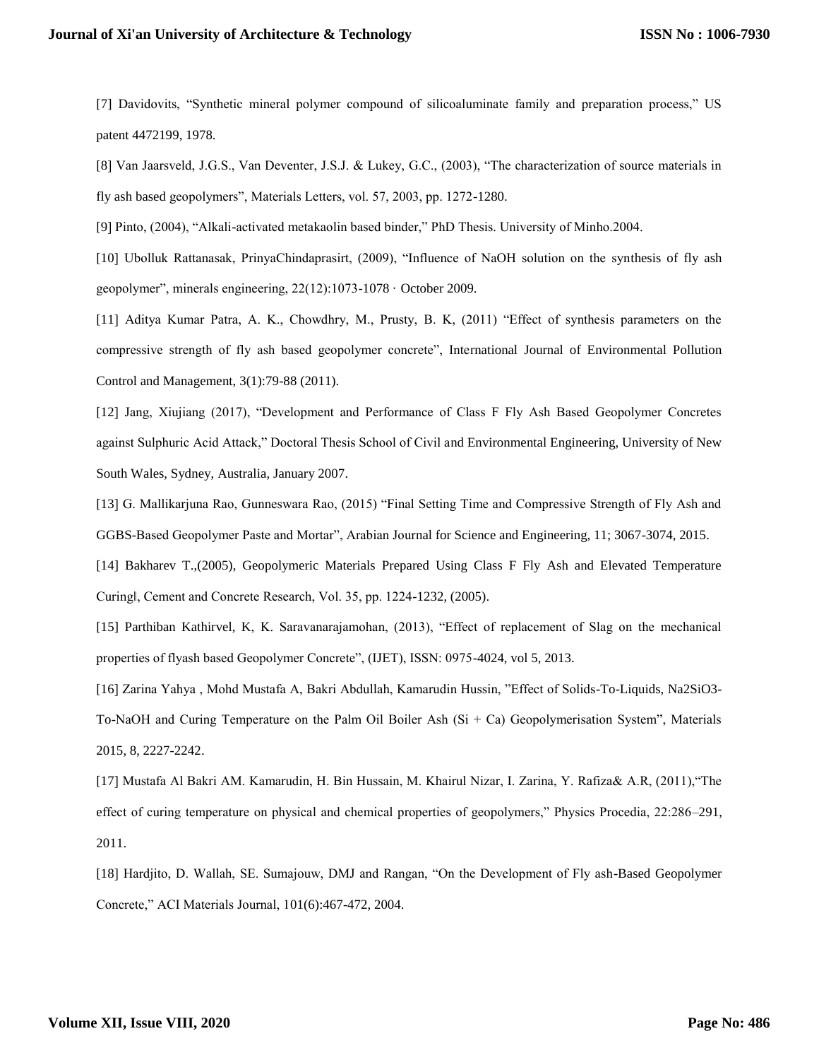[7] Davidovits, “Synthetic mineral polymer compound of silicoaluminate family and preparation process,” US patent 4472199, 1978.

[8] Van Jaarsveld, J.G.S., Van Deventer, J.S.J. & Lukey, G.C., (2003), “The characterization of source materials in fly ash based geopolymers”, Materials Letters, vol. 57, 2003, pp. 1272-1280.

[9] Pinto, (2004), “Alkali-activated metakaolin based binder,” PhD Thesis. University of Minho.2004.

[10] Ubolluk Rattanasak, PrinyaChindaprasirt, (2009), “Influence of NaOH solution on the synthesis of fly ash geopolymer”, minerals engineering, 22(12):1073-1078 · October 2009.

[11] Aditya Kumar Patra, A. K., Chowdhry, M., Prusty, B. K, (2011) “Effect of synthesis parameters on the compressive strength of fly ash based geopolymer concrete”, International Journal of Environmental Pollution Control and Management, 3(1):79-88 (2011).

[12] Jang, Xiujiang (2017), “Development and Performance of Class F Fly Ash Based Geopolymer Concretes against Sulphuric Acid Attack,” Doctoral Thesis School of Civil and Environmental Engineering, University of New South Wales, Sydney, Australia, January 2007.

[13] G. Mallikarjuna Rao, Gunneswara Rao, (2015) “Final Setting Time and Compressive Strength of Fly Ash and GGBS-Based Geopolymer Paste and Mortar”, Arabian Journal for Science and Engineering, 11; 3067-3074, 2015.

[14] Bakharev T.,(2005), Geopolymeric Materials Prepared Using Class F Fly Ash and Elevated Temperature Curing‖, Cement and Concrete Research, Vol. 35, pp. 1224-1232, (2005).

[15] Parthiban Kathirvel, K, K. Saravanarajamohan, (2013), “Effect of replacement of Slag on the mechanical properties of flyash based Geopolymer Concrete”, (IJET), ISSN: 0975-4024, vol 5, 2013.

[16] Zarina Yahya , Mohd Mustafa A, Bakri Abdullah, Kamarudin Hussin, ”Effect of Solids-To-Liquids, Na2SiO3-To-NaOH and Curing Temperature on the Palm Oil Boiler Ash (Si + Ca) Geopolymerisation System”, Materials 2015, 8, 2227-2242.

[17] Mustafa Al Bakri AM. Kamarudin, H. Bin Hussain, M. Khairul Nizar, I. Zarina, Y. Rafiza& A.R, (2011),“The effect of curing temperature on physical and chemical properties of geopolymers,” Physics Procedia, 22:286–291, 2011.

[18] Hardjito, D. Wallah, SE. Sumajouw, DMJ and Rangan, “On the Development of Fly ash-Based Geopolymer Concrete,” ACI Materials Journal, 101(6):467-472, 2004.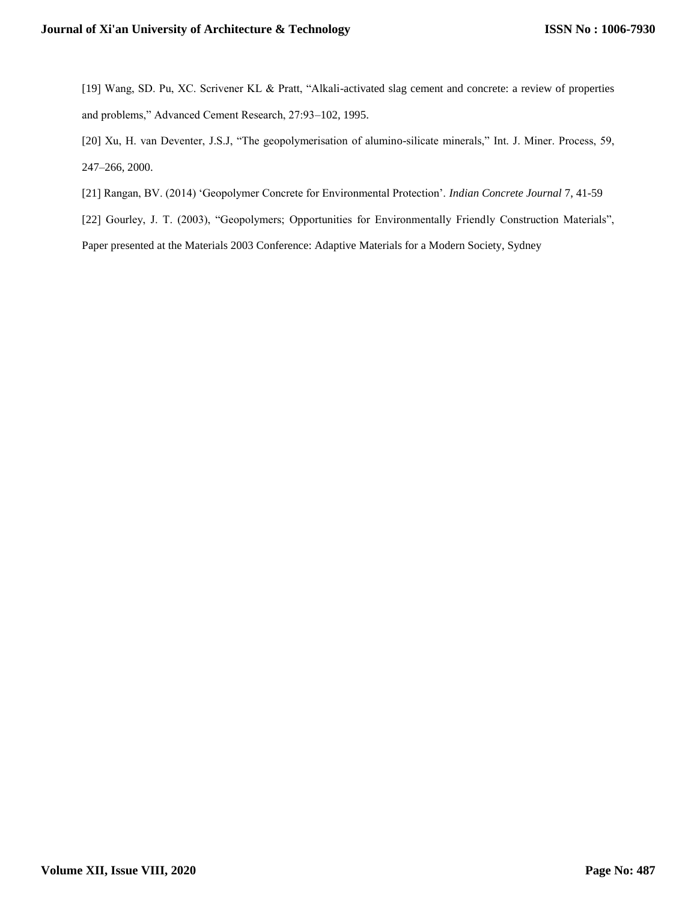[19] Wang, SD. Pu, XC. Scrivener KL & Pratt, "Alkali-activated slag cement and concrete: a review of properties and problems," Advanced Cement Research, 27:93–102, 1995.

[20] Xu, H. van Deventer, J.S.J, "The geopolymerisation of alumino-silicate minerals," Int. J. Miner. Process, 59, 247–266, 2000.

[21] Rangan, BV. (2014) 'Geopolymer Concrete for Environmental Protection'. *Indian Concrete Journal* 7, 41-59

[22] Gourley, J. T. (2003), "Geopolymers; Opportunities for Environmentally Friendly Construction Materials", Paper presented at the Materials 2003 Conference: Adaptive Materials for a Modern Society, Sydney